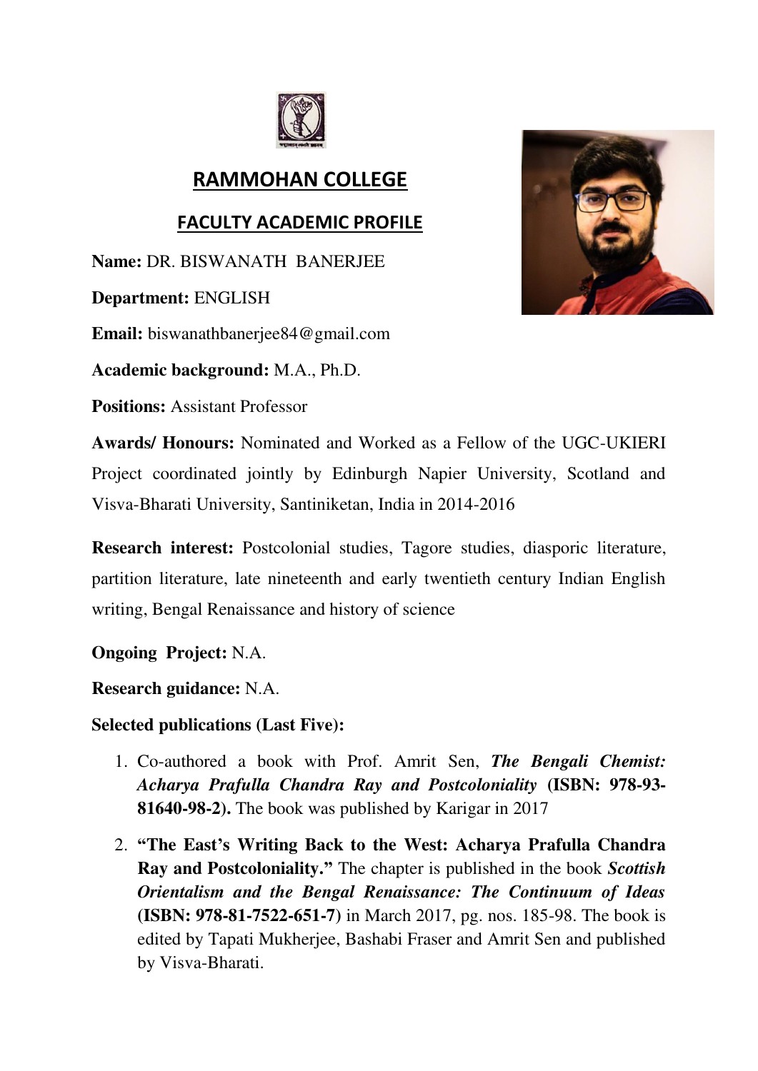# RAMMOHAN COLLEGE

## FACULTY ACADEMIC PROFILE

**Name:** DR. BISWANATH BANERJEE

**Department:** ENGLISH

**Email:** biswanathbanerjee84@gmail.com

**Academic background:** M.A., Ph.D.

**Positions:** Assistant Professor

**Awards/ Honours:** Nominated and Worked as a Fellow of the UGC-UKIERI Project coordinated jointly by Edinburgh Napier University, Scotland and Visva-Bharati University, Santiniketan, India in 2014-2016

**Research interest:** Postcolonial studies, Tagore studies, diasporic literature, partition literature, late nineteenth and early twentieth century Indian English writing, Bengal Renaissance and history of science

**Ongoing Project:** N.A.

**Research guidance:** N.A.

**Selected publications (Last Five):**

1. Co-authored a book with Prof. Amrit Sen, ***The Bengali Chemist: Acharya Prafulla Chandra Ray and Postcoloniality*** **(ISBN: 978-93-81640-98-2).** The book was published by Karigar in 2017
2. **"The East's Writing Back to the West: Acharya Prafulla Chandra Ray and Postcoloniality."** The chapter is published in the book ***Scottish Orientalism and the Bengal Renaissance: The Continuum of Ideas*** **(ISBN: 978-81-7522-651-7)** in March 2017, pg. nos. 185-98. The book is edited by Tapati Mukherjee, Bashabi Fraser and Amrit Sen and published by Visva-Bharati.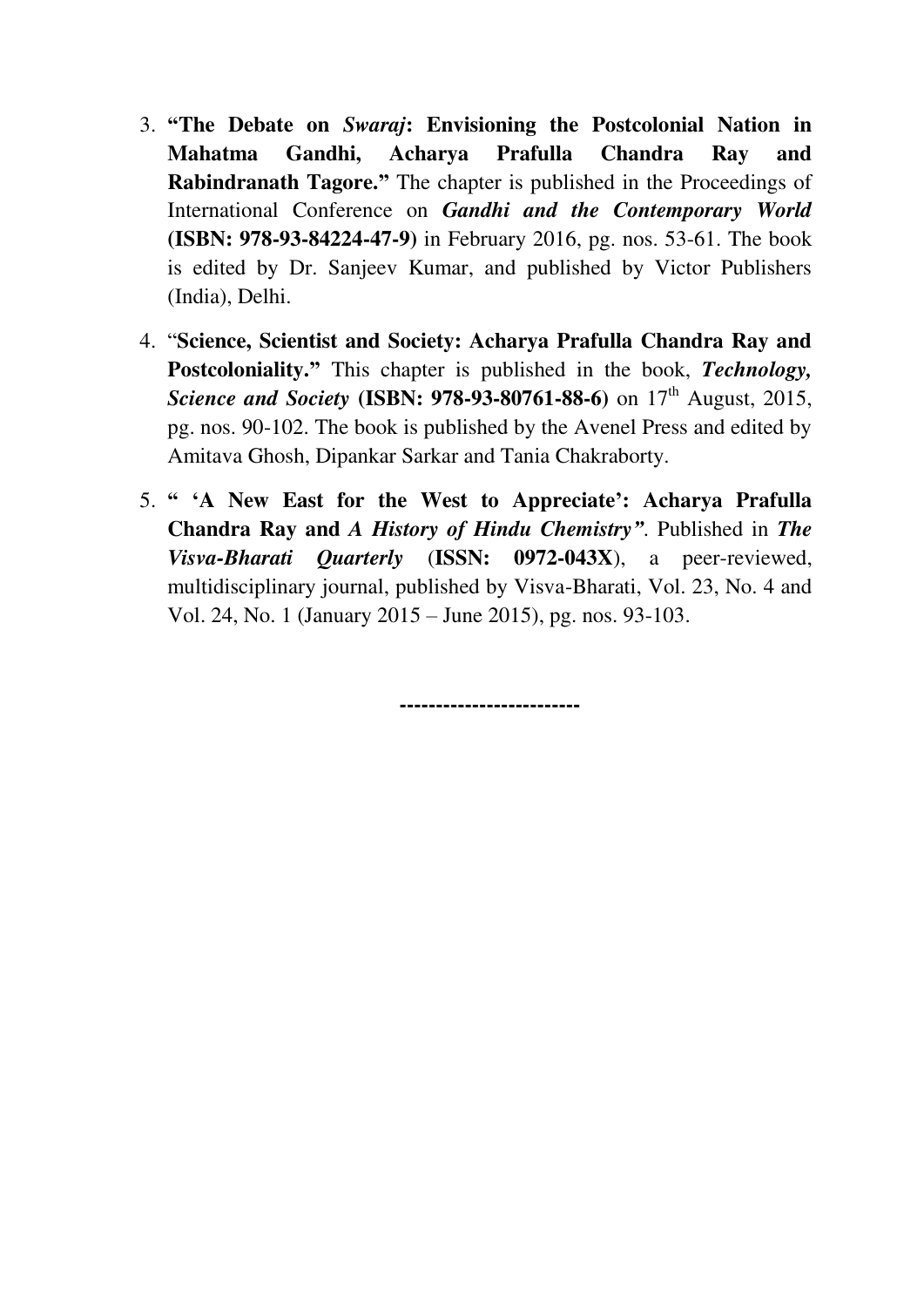3. **"The Debate on *Swaraj*: Envisioning the Postcolonial Nation in Mahatma Gandhi, Acharya Prafulla Chandra Ray and Rabindranath Tagore."** The chapter is published in the Proceedings of International Conference on ***Gandhi and the Contemporary World*** **(ISBN: 978-93-84224-47-9)** in February 2016, pg. nos. 53-61. The book is edited by Dr. Sanjeev Kumar, and published by Victor Publishers (India), Delhi.

4. "**Science, Scientist and Society: Acharya Prafulla Chandra Ray and Postcoloniality."** This chapter is published in the book, ***Technology, Science and Society*** **(ISBN: 978-93-80761-88-6)** on 17th August, 2015, pg. nos. 90-102. The book is published by the Avenel Press and edited by Amitava Ghosh, Dipankar Sarkar and Tania Chakraborty.

5. **" 'A New East for the West to Appreciate': Acharya Prafulla Chandra Ray and *A History of Hindu Chemistry"***. Published in ***The Visva-Bharati Quarterly*** (**ISSN: 0972-043X**), a peer-reviewed, multidisciplinary journal, published by Visva-Bharati, Vol. 23, No. 4 and Vol. 24, No. 1 (January 2015 – June 2015), pg. nos. 93-103.

**------------------------**